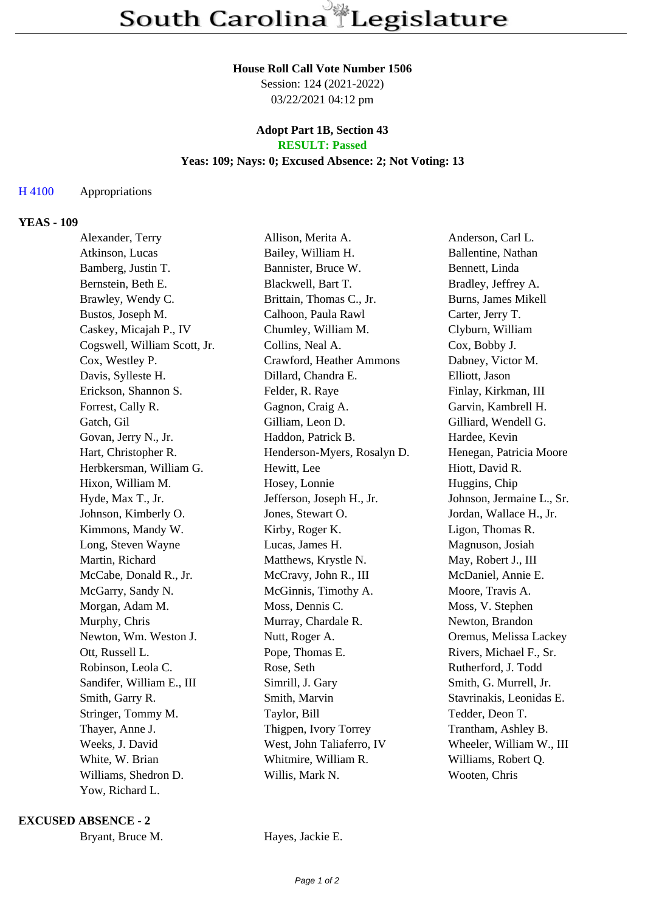# South Carolina Legislature

**House Roll Call Vote Number 1506**
Session: 124 (2021-2022)
03/22/2021 04:12 pm

**Adopt Part 1B, Section 43**
**RESULT: Passed**
**Yeas: 109; Nays: 0; Excused Absence: 2; Not Voting: 13**

H 4100 Appropriations

**YEAS - 109**

| | | |
|---|---|---|
| Alexander, Terry | Allison, Merita A. | Anderson, Carl L. |
| Atkinson, Lucas | Bailey, William H. | Ballentine, Nathan |
| Bamberg, Justin T. | Bannister, Bruce W. | Bennett, Linda |
| Bernstein, Beth E. | Blackwell, Bart T. | Bradley, Jeffrey A. |
| Brawley, Wendy C. | Brittain, Thomas C., Jr. | Burns, James Mikell |
| Bustos, Joseph M. | Calhoon, Paula Rawl | Carter, Jerry T. |
| Caskey, Micajah P., IV | Chumley, William M. | Clyburn, William |
| Cogswell, William Scott, Jr. | Collins, Neal A. | Cox, Bobby J. |
| Cox, Westley P. | Crawford, Heather Ammons | Dabney, Victor M. |
| Davis, Sylleste H. | Dillard, Chandra E. | Elliott, Jason |
| Erickson, Shannon S. | Felder, R. Raye | Finlay, Kirkman, III |
| Forrest, Cally R. | Gagnon, Craig A. | Garvin, Kambrell H. |
| Gatch, Gil | Gilliam, Leon D. | Gilliard, Wendell G. |
| Govan, Jerry N., Jr. | Haddon, Patrick B. | Hardee, Kevin |
| Hart, Christopher R. | Henderson-Myers, Rosalyn D. | Henegan, Patricia Moore |
| Herbkersman, William G. | Hewitt, Lee | Hiott, David R. |
| Hixon, William M. | Hosey, Lonnie | Huggins, Chip |
| Hyde, Max T., Jr. | Jefferson, Joseph H., Jr. | Johnson, Jermaine L., Sr. |
| Johnson, Kimberly O. | Jones, Stewart O. | Jordan, Wallace H., Jr. |
| Kimmons, Mandy W. | Kirby, Roger K. | Ligon, Thomas R. |
| Long, Steven Wayne | Lucas, James H. | Magnuson, Josiah |
| Martin, Richard | Matthews, Krystle N. | May, Robert J., III |
| McCabe, Donald R., Jr. | McCravy, John R., III | McDaniel, Annie E. |
| McGarry, Sandy N. | McGinnis, Timothy A. | Moore, Travis A. |
| Morgan, Adam M. | Moss, Dennis C. | Moss, V. Stephen |
| Murphy, Chris | Murray, Chardale R. | Newton, Brandon |
| Newton, Wm. Weston J. | Nutt, Roger A. | Oremus, Melissa Lackey |
| Ott, Russell L. | Pope, Thomas E. | Rivers, Michael F., Sr. |
| Robinson, Leola C. | Rose, Seth | Rutherford, J. Todd |
| Sandifer, William E., III | Simrill, J. Gary | Smith, G. Murrell, Jr. |
| Smith, Garry R. | Smith, Marvin | Stavrinakis, Leonidas E. |
| Stringer, Tommy M. | Taylor, Bill | Tedder, Deon T. |
| Thayer, Anne J. | Thigpen, Ivory Torrey | Trantham, Ashley B. |
| Weeks, J. David | West, John Taliaferro, IV | Wheeler, William W., III |
| White, W. Brian | Whitmire, William R. | Williams, Robert Q. |
| Williams, Shedron D. | Willis, Mark N. | Wooten, Chris |
| Yow, Richard L. | | |

**EXCUSED ABSENCE - 2**

| | |
|---|---|
| Bryant, Bruce M. | Hayes, Jackie E. |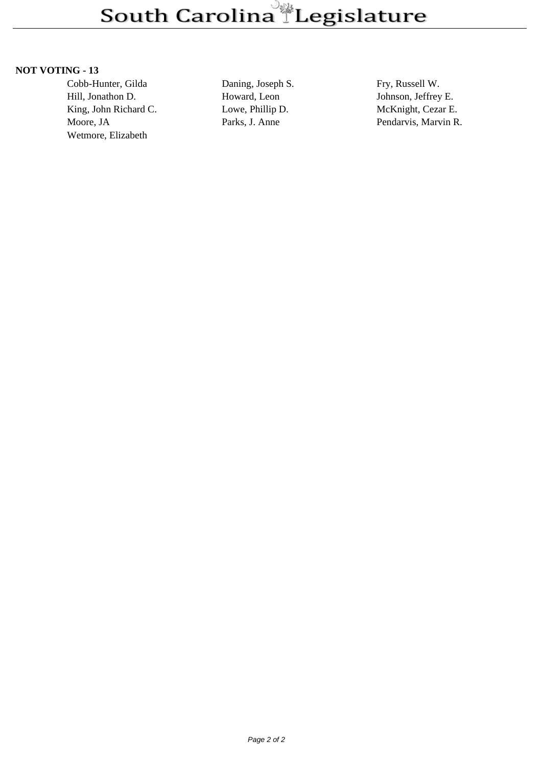**NOT VOTING - 13**

| | | |
|---|---|---|
| Cobb-Hunter, Gilda | Daning, Joseph S. | Fry, Russell W. |
| Hill, Jonathon D. | Howard, Leon | Johnson, Jeffrey E. |
| King, John Richard C. | Lowe, Phillip D. | McKnight, Cezar E. |
| Moore, JA | Parks, J. Anne | Pendarvis, Marvin R. |
| Wetmore, Elizabeth | | |